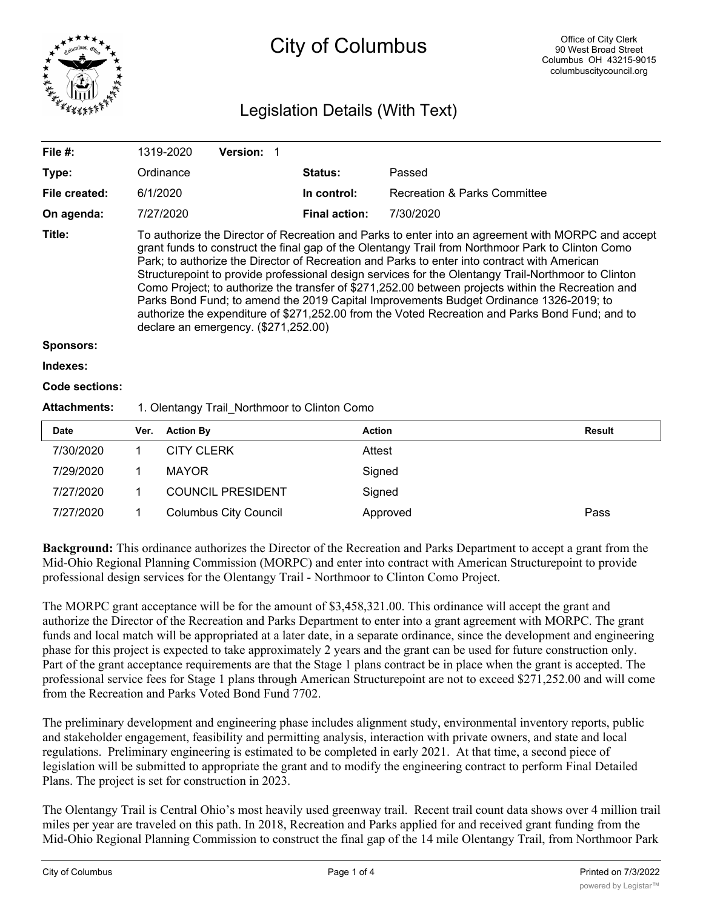# City of Columbus

Office of City Clerk
90 West Broad Street
Columbus OH 43215-9015
columbuscitycouncil.org

## Legislation Details (With Text)

| | | | |
|---|---|---|---|
| **File #:** | 1319-2020 **Version:** 1 | | |
| **Type:** | Ordinance | **Status:** | Passed |
| **File created:** | 6/1/2020 | **In control:** | Recreation & Parks Committee |
| **On agenda:** | 7/27/2020 | **Final action:** | 7/30/2020 |

**Title:** To authorize the Director of Recreation and Parks to enter into an agreement with MORPC and accept grant funds to construct the final gap of the Olentangy Trail from Northmoor Park to Clinton Como Park; to authorize the Director of Recreation and Parks to enter into contract with American Structurepoint to provide professional design services for the Olentangy Trail-Northmoor to Clinton Como Project; to authorize the transfer of $271,252.00 between projects within the Recreation and Parks Bond Fund; to amend the 2019 Capital Improvements Budget Ordinance 1326-2019; to authorize the expenditure of $271,252.00 from the Voted Recreation and Parks Bond Fund; and to declare an emergency. ($271,252.00)

**Sponsors:**

**Indexes:**

**Code sections:**

**Attachments:** 1. Olentangy Trail_Northmoor to Clinton Como

| Date | Ver. | Action By | Action | Result |
|---|---|---|---|---|
| 7/30/2020 | 1 | CITY CLERK | Attest | |
| 7/29/2020 | 1 | MAYOR | Signed | |
| 7/27/2020 | 1 | COUNCIL PRESIDENT | Signed | |
| 7/27/2020 | 1 | Columbus City Council | Approved | Pass |

**Background:** This ordinance authorizes the Director of the Recreation and Parks Department to accept a grant from the Mid-Ohio Regional Planning Commission (MORPC) and enter into contract with American Structurepoint to provide professional design services for the Olentangy Trail - Northmoor to Clinton Como Project.

The MORPC grant acceptance will be for the amount of $3,458,321.00. This ordinance will accept the grant and authorize the Director of the Recreation and Parks Department to enter into a grant agreement with MORPC. The grant funds and local match will be appropriated at a later date, in a separate ordinance, since the development and engineering phase for this project is expected to take approximately 2 years and the grant can be used for future construction only. Part of the grant acceptance requirements are that the Stage 1 plans contract be in place when the grant is accepted. The professional service fees for Stage 1 plans through American Structurepoint are not to exceed $271,252.00 and will come from the Recreation and Parks Voted Bond Fund 7702.

The preliminary development and engineering phase includes alignment study, environmental inventory reports, public and stakeholder engagement, feasibility and permitting analysis, interaction with private owners, and state and local regulations. Preliminary engineering is estimated to be completed in early 2021. At that time, a second piece of legislation will be submitted to appropriate the grant and to modify the engineering contract to perform Final Detailed Plans. The project is set for construction in 2023.

The Olentangy Trail is Central Ohio's most heavily used greenway trail. Recent trail count data shows over 4 million trail miles per year are traveled on this path. In 2018, Recreation and Parks applied for and received grant funding from the Mid-Ohio Regional Planning Commission to construct the final gap of the 14 mile Olentangy Trail, from Northmoor Park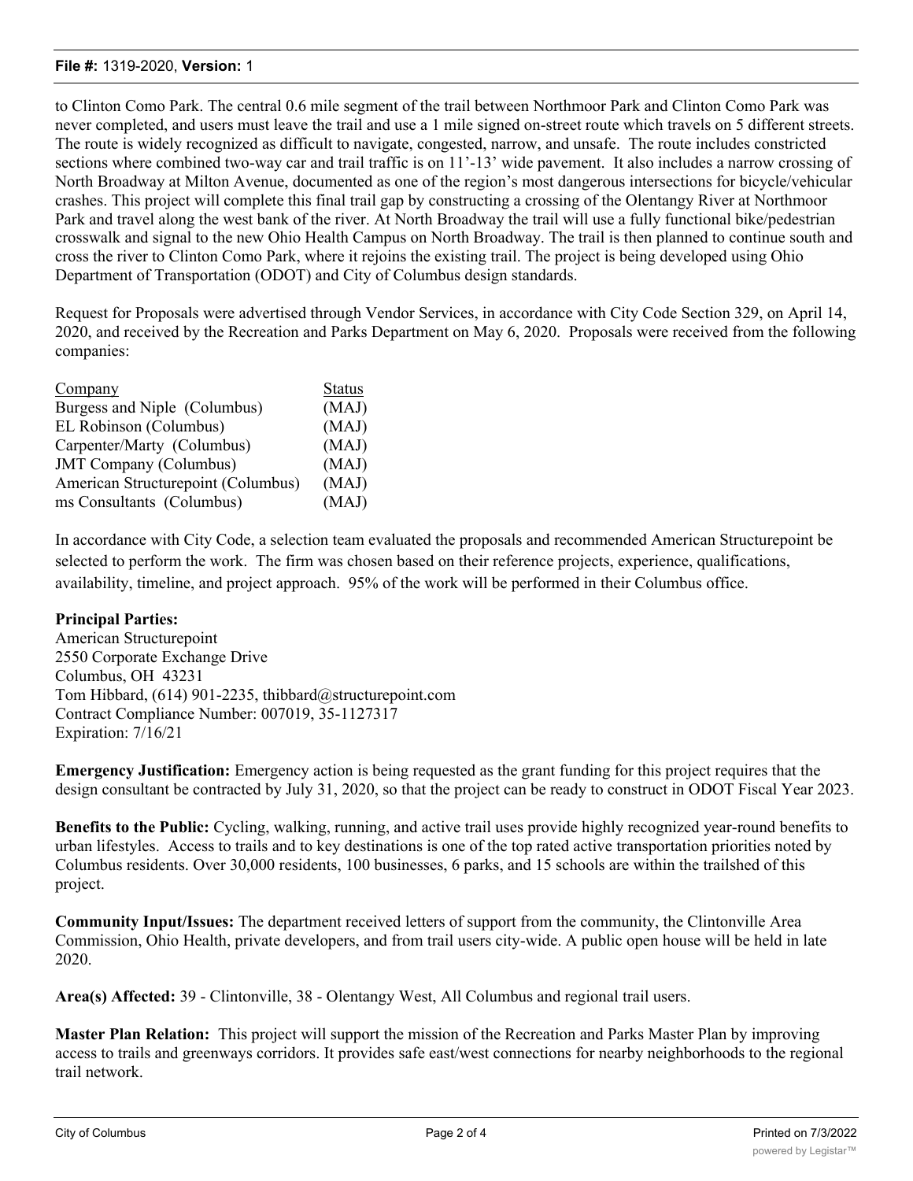to Clinton Como Park. The central 0.6 mile segment of the trail between Northmoor Park and Clinton Como Park was never completed, and users must leave the trail and use a 1 mile signed on-street route which travels on 5 different streets. The route is widely recognized as difficult to navigate, congested, narrow, and unsafe. The route includes constricted sections where combined two-way car and trail traffic is on 11'-13' wide pavement. It also includes a narrow crossing of North Broadway at Milton Avenue, documented as one of the region's most dangerous intersections for bicycle/vehicular crashes. This project will complete this final trail gap by constructing a crossing of the Olentangy River at Northmoor Park and travel along the west bank of the river. At North Broadway the trail will use a fully functional bike/pedestrian crosswalk and signal to the new Ohio Health Campus on North Broadway. The trail is then planned to continue south and cross the river to Clinton Como Park, where it rejoins the existing trail. The project is being developed using Ohio Department of Transportation (ODOT) and City of Columbus design standards.

Request for Proposals were advertised through Vendor Services, in accordance with City Code Section 329, on April 14, 2020, and received by the Recreation and Parks Department on May 6, 2020. Proposals were received from the following companies:

| Company | Status |
|---|---|
| Burgess and Niple (Columbus) | (MAJ) |
| EL Robinson (Columbus) | (MAJ) |
| Carpenter/Marty (Columbus) | (MAJ) |
| JMT Company (Columbus) | (MAJ) |
| American Structurepoint (Columbus) | (MAJ) |
| ms Consultants (Columbus) | (MAJ) |

In accordance with City Code, a selection team evaluated the proposals and recommended American Structurepoint be selected to perform the work. The firm was chosen based on their reference projects, experience, qualifications, availability, timeline, and project approach. 95% of the work will be performed in their Columbus office.

**Principal Parties:**
American Structurepoint
2550 Corporate Exchange Drive
Columbus, OH 43231
Tom Hibbard, (614) 901-2235, thibbard@structurepoint.com
Contract Compliance Number: 007019, 35-1127317
Expiration: 7/16/21

**Emergency Justification:** Emergency action is being requested as the grant funding for this project requires that the design consultant be contracted by July 31, 2020, so that the project can be ready to construct in ODOT Fiscal Year 2023.

**Benefits to the Public:** Cycling, walking, running, and active trail uses provide highly recognized year-round benefits to urban lifestyles. Access to trails and to key destinations is one of the top rated active transportation priorities noted by Columbus residents. Over 30,000 residents, 100 businesses, 6 parks, and 15 schools are within the trailshed of this project.

**Community Input/Issues:** The department received letters of support from the community, the Clintonville Area Commission, Ohio Health, private developers, and from trail users city-wide. A public open house will be held in late 2020.

**Area(s) Affected:** 39 - Clintonville, 38 - Olentangy West, All Columbus and regional trail users.

**Master Plan Relation:** This project will support the mission of the Recreation and Parks Master Plan by improving access to trails and greenways corridors. It provides safe east/west connections for nearby neighborhoods to the regional trail network.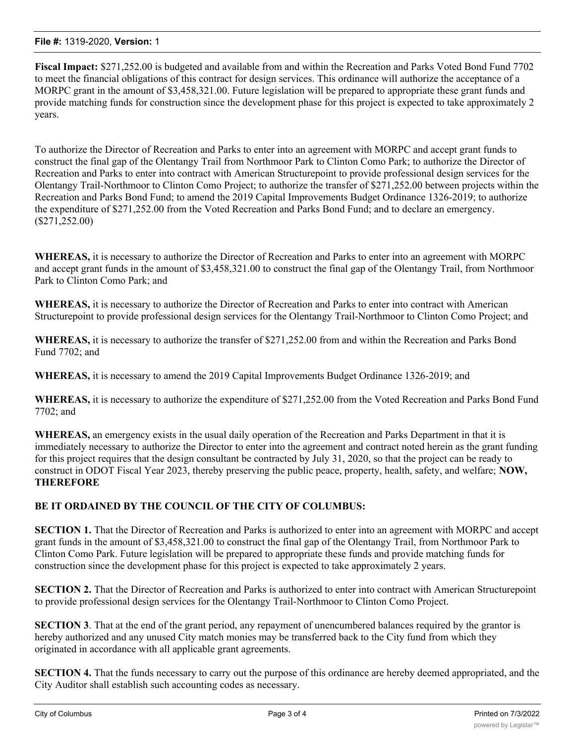**Fiscal Impact:** $271,252.00 is budgeted and available from and within the Recreation and Parks Voted Bond Fund 7702 to meet the financial obligations of this contract for design services. This ordinance will authorize the acceptance of a MORPC grant in the amount of $3,458,321.00. Future legislation will be prepared to appropriate these grant funds and provide matching funds for construction since the development phase for this project is expected to take approximately 2 years.

To authorize the Director of Recreation and Parks to enter into an agreement with MORPC and accept grant funds to construct the final gap of the Olentangy Trail from Northmoor Park to Clinton Como Park; to authorize the Director of Recreation and Parks to enter into contract with American Structurepoint to provide professional design services for the Olentangy Trail-Northmoor to Clinton Como Project; to authorize the transfer of $271,252.00 between projects within the Recreation and Parks Bond Fund; to amend the 2019 Capital Improvements Budget Ordinance 1326-2019; to authorize the expenditure of $271,252.00 from the Voted Recreation and Parks Bond Fund; and to declare an emergency. ($271,252.00)

**WHEREAS,** it is necessary to authorize the Director of Recreation and Parks to enter into an agreement with MORPC and accept grant funds in the amount of $3,458,321.00 to construct the final gap of the Olentangy Trail, from Northmoor Park to Clinton Como Park; and

**WHEREAS,** it is necessary to authorize the Director of Recreation and Parks to enter into contract with American Structurepoint to provide professional design services for the Olentangy Trail-Northmoor to Clinton Como Project; and

**WHEREAS,** it is necessary to authorize the transfer of $271,252.00 from and within the Recreation and Parks Bond Fund 7702; and

**WHEREAS,** it is necessary to amend the 2019 Capital Improvements Budget Ordinance 1326-2019; and

**WHEREAS,** it is necessary to authorize the expenditure of $271,252.00 from the Voted Recreation and Parks Bond Fund 7702; and

**WHEREAS,** an emergency exists in the usual daily operation of the Recreation and Parks Department in that it is immediately necessary to authorize the Director to enter into the agreement and contract noted herein as the grant funding for this project requires that the design consultant be contracted by July 31, 2020, so that the project can be ready to construct in ODOT Fiscal Year 2023, thereby preserving the public peace, property, health, safety, and welfare; **NOW, THEREFORE**

**BE IT ORDAINED BY THE COUNCIL OF THE CITY OF COLUMBUS:**

**SECTION 1.** That the Director of Recreation and Parks is authorized to enter into an agreement with MORPC and accept grant funds in the amount of $3,458,321.00 to construct the final gap of the Olentangy Trail, from Northmoor Park to Clinton Como Park. Future legislation will be prepared to appropriate these funds and provide matching funds for construction since the development phase for this project is expected to take approximately 2 years.

**SECTION 2.** That the Director of Recreation and Parks is authorized to enter into contract with American Structurepoint to provide professional design services for the Olentangy Trail-Northmoor to Clinton Como Project.

**SECTION 3**. That at the end of the grant period, any repayment of unencumbered balances required by the grantor is hereby authorized and any unused City match monies may be transferred back to the City fund from which they originated in accordance with all applicable grant agreements.

**SECTION 4.** That the funds necessary to carry out the purpose of this ordinance are hereby deemed appropriated, and the City Auditor shall establish such accounting codes as necessary.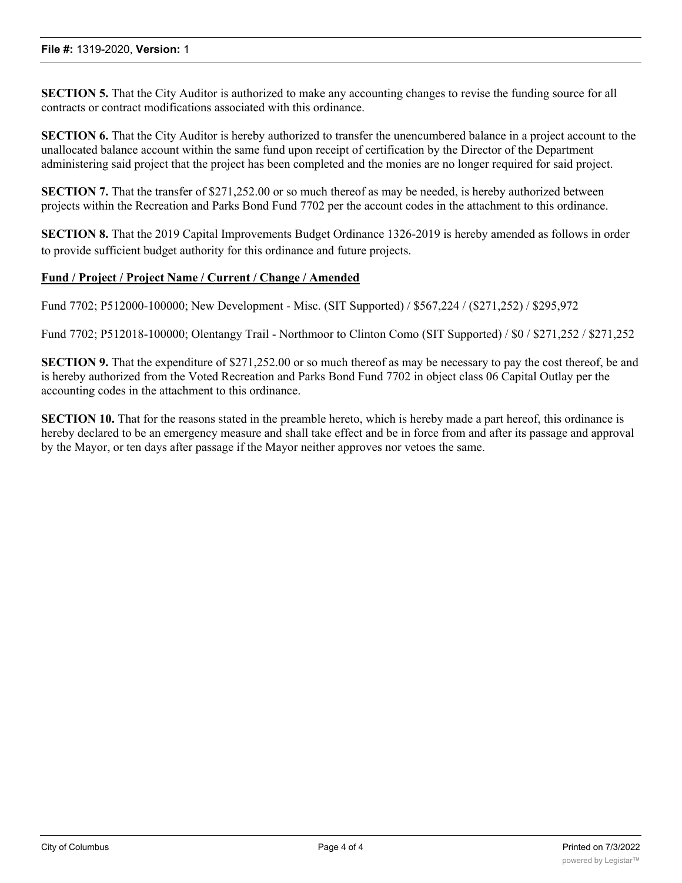**SECTION 5.** That the City Auditor is authorized to make any accounting changes to revise the funding source for all contracts or contract modifications associated with this ordinance.

**SECTION 6.** That the City Auditor is hereby authorized to transfer the unencumbered balance in a project account to the unallocated balance account within the same fund upon receipt of certification by the Director of the Department administering said project that the project has been completed and the monies are no longer required for said project.

**SECTION 7.** That the transfer of $271,252.00 or so much thereof as may be needed, is hereby authorized between projects within the Recreation and Parks Bond Fund 7702 per the account codes in the attachment to this ordinance.

**SECTION 8.** That the 2019 Capital Improvements Budget Ordinance 1326-2019 is hereby amended as follows in order to provide sufficient budget authority for this ordinance and future projects.

**Fund / Project / Project Name / Current / Change / Amended**

Fund 7702; P512000-100000; New Development - Misc. (SIT Supported) / $567,224 / ($271,252) / $295,972

Fund 7702; P512018-100000; Olentangy Trail - Northmoor to Clinton Como (SIT Supported) / $0 / $271,252 / $271,252

**SECTION 9.** That the expenditure of $271,252.00 or so much thereof as may be necessary to pay the cost thereof, be and is hereby authorized from the Voted Recreation and Parks Bond Fund 7702 in object class 06 Capital Outlay per the accounting codes in the attachment to this ordinance.

**SECTION 10.** That for the reasons stated in the preamble hereto, which is hereby made a part hereof, this ordinance is hereby declared to be an emergency measure and shall take effect and be in force from and after its passage and approval by the Mayor, or ten days after passage if the Mayor neither approves nor vetoes the same.